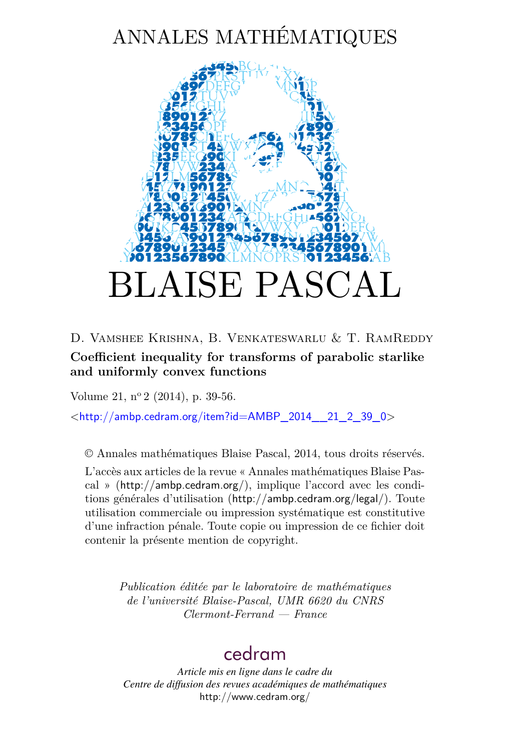# ANNALES MATHÉMATIQUES

# BLAISE PASCAL

D. Vamshee Krishna, B. Venkateswarlu & T. RamReddy

**Coefficient inequality for transforms of parabolic starlike and uniformly convex functions**

Volume 21, nº 2 (2014), p. 39-56.

<http://ambp.cedram.org/item?id=AMBP_2014__21_2_39_0>

© Annales mathématiques Blaise Pascal, 2014, tous droits réservés.

L'accès aux articles de la revue « Annales mathématiques Blaise Pascal » (http://ambp.cedram.org/), implique l'accord avec les conditions générales d'utilisation (http://ambp.cedram.org/legal/). Toute utilisation commerciale ou impression systématique est constitutive d'une infraction pénale. Toute copie ou impression de ce fichier doit contenir la présente mention de copyright.

*Publication éditée par le laboratoire de mathématiques de l'université Blaise-Pascal, UMR 6620 du CNRS Clermont-Ferrand — France*

cedram

*Article mis en ligne dans le cadre du Centre de diffusion des revues académiques de mathématiques*
http://www.cedram.org/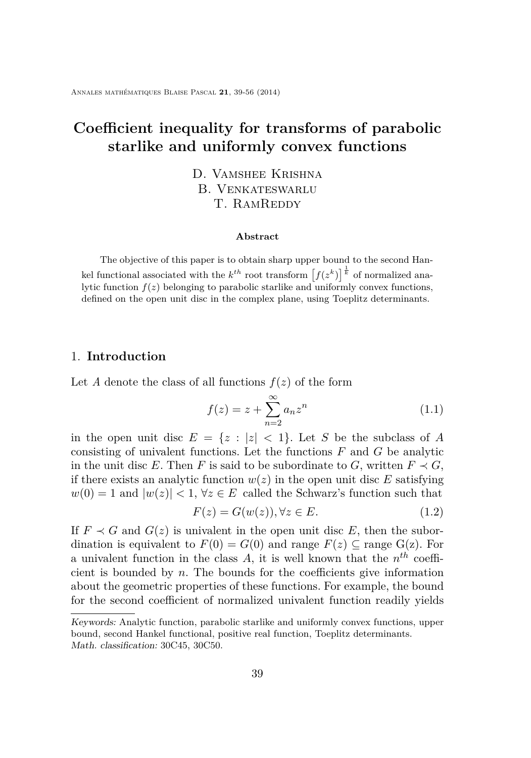# Coefficient inequality for transforms of parabolic starlike and uniformly convex functions

D. Vamshee Krishna
B. Venkateswarlu
T. RamReddy

**Abstract**

The objective of this paper is to obtain sharp upper bound to the second Hankel functional associated with the $k^{th}$ root transform $\left[f(z^k)\right]^{\frac{1}{k}}$ of normalized analytic function $f(z)$ belonging to parabolic starlike and uniformly convex functions, defined on the open unit disc in the complex plane, using Toeplitz determinants.

## 1. Introduction

Let $A$ denote the class of all functions $f(z)$ of the form

$$f(z) = z + \sum_{n=2}^{\infty} a_n z^n \tag{1.1}$$

in the open unit disc $E = \{z : |z| < 1\}$. Let $S$ be the subclass of $A$ consisting of univalent functions. Let the functions $F$ and $G$ be analytic in the unit disc $E$. Then $F$ is said to be subordinate to $G$, written $F \prec G$, if there exists an analytic function $w(z)$ in the open unit disc $E$ satisfying $w(0) = 1$ and $|w(z)| < 1$, $\forall z \in E$ called the Schwarz's function such that

$$F(z) = G(w(z)), \forall z \in E. \tag{1.2}$$

If $F \prec G$ and $G(z)$ is univalent in the open unit disc $E$, then the subordination is equivalent to $F(0) = G(0)$ and range $F(z) \subseteq$ range G(z). For a univalent function in the class $A$, it is well known that the $n^{th}$ coefficient is bounded by $n$. The bounds for the coefficients give information about the geometric properties of these functions. For example, the bound for the second coefficient of normalized univalent function readily yields

*Keywords:* Analytic function, parabolic starlike and uniformly convex functions, upper bound, second Hankel functional, positive real function, Toeplitz determinants.
*Math. classification:* 30C45, 30C50.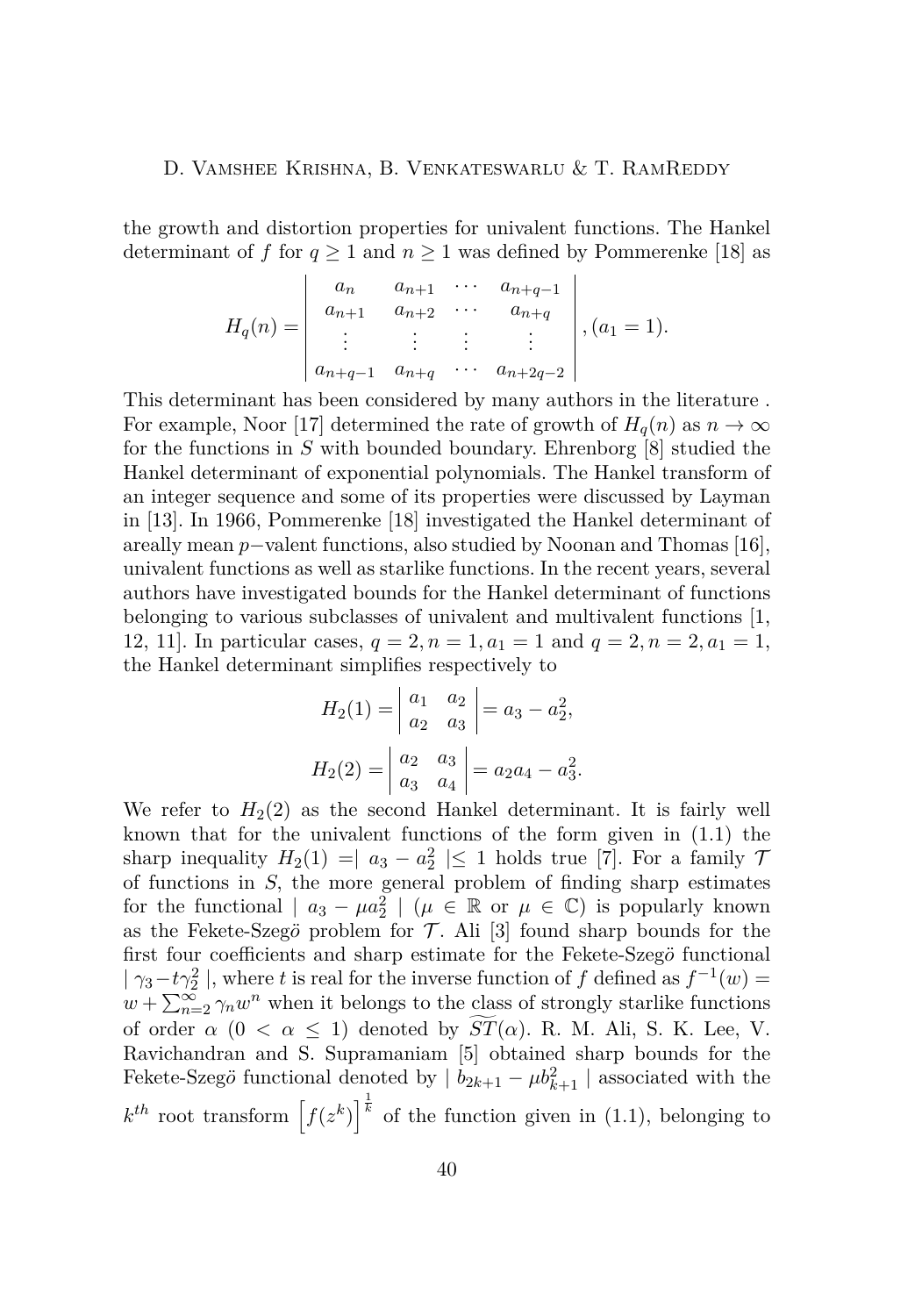the growth and distortion properties for univalent functions. The Hankel determinant of $f$ for $q \geq 1$ and $n \geq 1$ was defined by Pommerenke [18] as

$$H_q(n) = \begin{vmatrix} a_n & a_{n+1} & \cdots & a_{n+q-1} \\ a_{n+1} & a_{n+2} & \cdots & a_{n+q} \\ \vdots & \vdots & \vdots & \vdots \\ a_{n+q-1} & a_{n+q} & \cdots & a_{n+2q-2} \end{vmatrix}, (a_1 = 1).$$

This determinant has been considered by many authors in the literature . For example, Noor [17] determined the rate of growth of $H_q(n)$ as $n \to \infty$ for the functions in $S$ with bounded boundary. Ehrenborg [8] studied the Hankel determinant of exponential polynomials. The Hankel transform of an integer sequence and some of its properties were discussed by Layman in [13]. In 1966, Pommerenke [18] investigated the Hankel determinant of areally mean $p-$valent functions, also studied by Noonan and Thomas [16], univalent functions as well as starlike functions. In the recent years, several authors have investigated bounds for the Hankel determinant of functions belonging to various subclasses of univalent and multivalent functions [1, 12, 11]. In particular cases, $q = 2, n = 1, a_1 = 1$ and $q = 2, n = 2, a_1 = 1$, the Hankel determinant simplifies respectively to

$$H_2(1) = \begin{vmatrix} a_1 & a_2 \\ a_2 & a_3 \end{vmatrix} = a_3 - a_2^2,$$

$$H_2(2) = \begin{vmatrix} a_2 & a_3 \\ a_3 & a_4 \end{vmatrix} = a_2 a_4 - a_3^2.$$

We refer to $H_2(2)$ as the second Hankel determinant. It is fairly well known that for the univalent functions of the form given in (1.1) the sharp inequality $H_2(1) = \mid a_3 - a_2^2 \mid \leq 1$ holds true [7]. For a family $\mathcal{T}$ of functions in $S$, the more general problem of finding sharp estimates for the functional $\mid a_3 - \mu a_2^2 \mid$ ($\mu \in \mathbb{R}$ or $\mu \in \mathbb{C}$) is popularly known as the Fekete-Szegö problem for $\mathcal{T}$. Ali [3] found sharp bounds for the first four coefficients and sharp estimate for the Fekete-Szegö functional $\mid \gamma_3 - t\gamma_2^2 \mid$, where $t$ is real for the inverse function of $f$ defined as $f^{-1}(w) = w + \sum_{n=2}^{\infty} \gamma_n w^n$ when it belongs to the class of strongly starlike functions of order $\alpha$ $(0 < \alpha \leq 1)$ denoted by $\widetilde{ST}(\alpha)$. R. M. Ali, S. K. Lee, V. Ravichandran and S. Supramaniam [5] obtained sharp bounds for the Fekete-Szegö functional denoted by $\mid b_{2k+1} - \mu b_{k+1}^2 \mid$ associated with the $k^{th}$ root transform $\left[f(z^k)\right]^{\frac{1}{k}}$ of the function given in (1.1), belonging to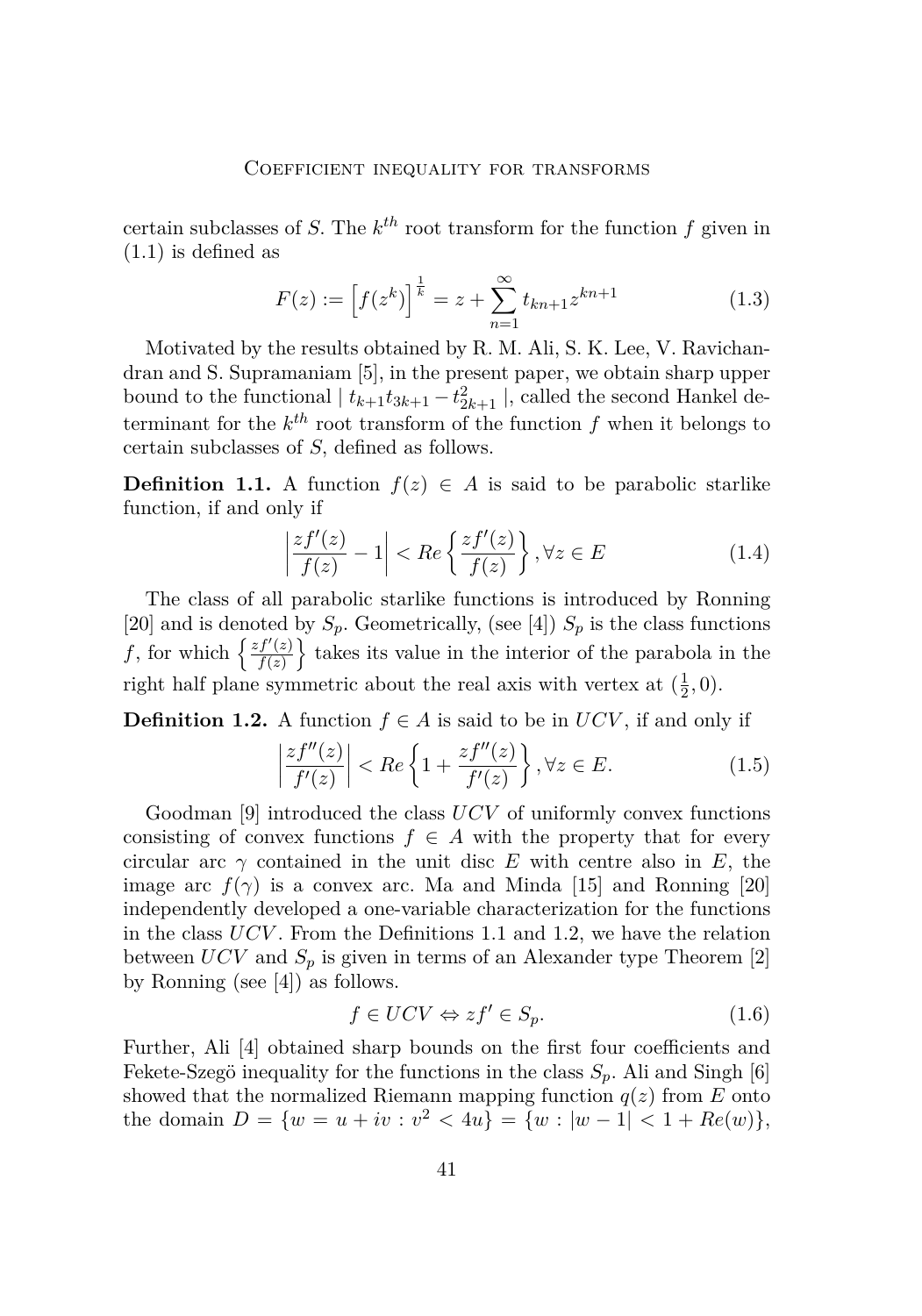certain subclasses of $S$. The $k^{th}$ root transform for the function $f$ given in (1.1) is defined as

$$F(z) := \left[f(z^k)\right]^{\frac{1}{k}} = z + \sum_{n=1}^{\infty} t_{kn+1} z^{kn+1} \tag{1.3}$$

Motivated by the results obtained by R. M. Ali, S. K. Lee, V. Ravichandran and S. Supramaniam [5], in the present paper, we obtain sharp upper bound to the functional $\mid t_{k+1}t_{3k+1} - t_{2k+1}^2 \mid$, called the second Hankel determinant for the $k^{th}$ root transform of the function $f$ when it belongs to certain subclasses of $S$, defined as follows.

**Definition 1.1.** A function $f(z) \in A$ is said to be parabolic starlike function, if and only if

$$\left|\frac{zf'(z)}{f(z)} - 1\right| < Re\left\{\frac{zf'(z)}{f(z)}\right\}, \forall z \in E \tag{1.4}$$

The class of all parabolic starlike functions is introduced by Ronning [20] and is denoted by $S_p$. Geometrically, (see [4]) $S_p$ is the class functions $f$, for which $\left\{\frac{zf'(z)}{f(z)}\right\}$ takes its value in the interior of the parabola in the right half plane symmetric about the real axis with vertex at $(\frac{1}{2}, 0)$.

**Definition 1.2.** A function $f \in A$ is said to be in $UCV$, if and only if

$$\left|\frac{zf''(z)}{f'(z)}\right| < Re\left\{1 + \frac{zf''(z)}{f'(z)}\right\}, \forall z \in E. \tag{1.5}$$

Goodman [9] introduced the class $UCV$ of uniformly convex functions consisting of convex functions $f \in A$ with the property that for every circular arc $\gamma$ contained in the unit disc $E$ with centre also in $E$, the image arc $f(\gamma)$ is a convex arc. Ma and Minda [15] and Ronning [20] independently developed a one-variable characterization for the functions in the class $UCV$. From the Definitions 1.1 and 1.2, we have the relation between $UCV$ and $S_p$ is given in terms of an Alexander type Theorem [2] by Ronning (see [4]) as follows.

$$f \in UCV \Leftrightarrow zf' \in S_p. \tag{1.6}$$

Further, Ali [4] obtained sharp bounds on the first four coefficients and Fekete-Szegö inequality for the functions in the class $S_p$. Ali and Singh [6] showed that the normalized Riemann mapping function $q(z)$ from $E$ onto the domain $D = \{w = u + iv : v^2 < 4u\} = \{w : |w - 1| < 1 + Re(w)\}$,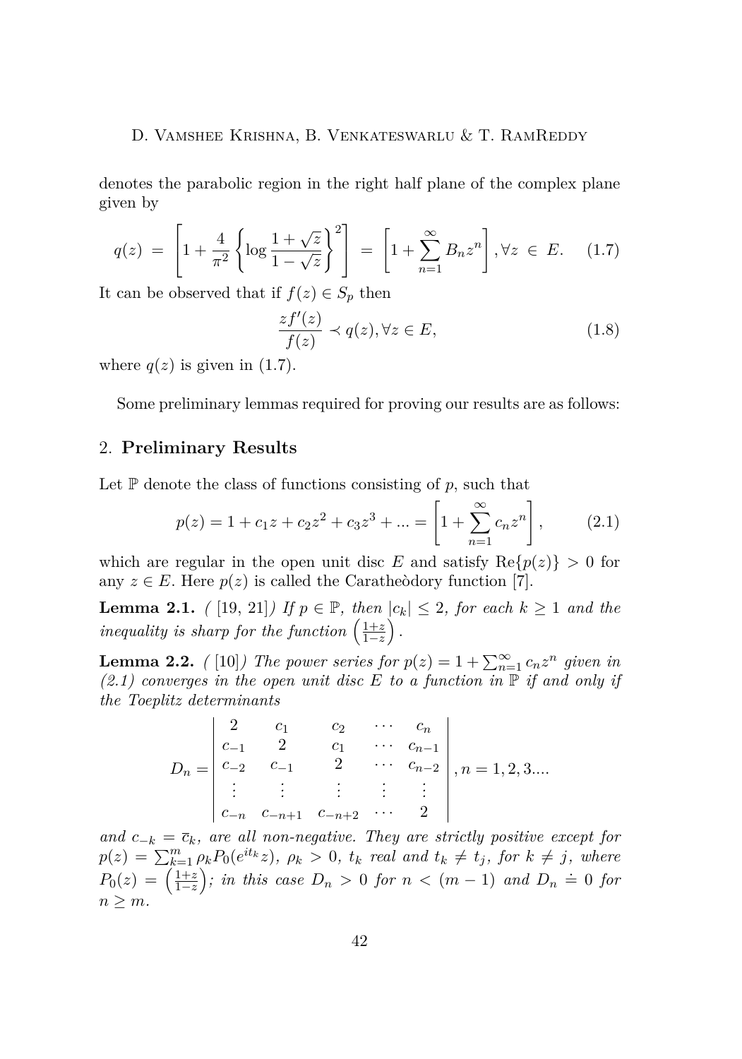denotes the parabolic region in the right half plane of the complex plane given by

$$q(z) = \left[1 + \frac{4}{\pi^2}\left\{\log\frac{1+\sqrt{z}}{1-\sqrt{z}}\right\}^2\right] = \left[1 + \sum_{n=1}^{\infty} B_n z^n\right], \forall z \in E. \quad (1.7)$$

It can be observed that if $f(z) \in S_p$ then

$$\frac{zf'(z)}{f(z)} \prec q(z), \forall z \in E, \quad (1.8)$$

where $q(z)$ is given in (1.7).

Some preliminary lemmas required for proving our results are as follows:

## 2. **Preliminary Results**

Let $\mathbb{P}$ denote the class of functions consisting of $p$, such that

$$p(z) = 1 + c_1 z + c_2 z^2 + c_3 z^3 + ... = \left[1 + \sum_{n=1}^{\infty} c_n z^n\right], \quad (2.1)$$

which are regular in the open unit disc $E$ and satisfy $\text{Re}\{p(z)\} > 0$ for any $z \in E$. Here $p(z)$ is called the Caratheòdory function [7].

**Lemma 2.1.** *( [19, 21]) If $p \in \mathbb{P}$, then $|c_k| \leq 2$, for each $k \geq 1$ and the inequality is sharp for the function $\left(\frac{1+z}{1-z}\right)$.*

**Lemma 2.2.** *( [10]) The power series for $p(z) = 1 + \sum_{n=1}^{\infty} c_n z^n$ given in (2.1) converges in the open unit disc $E$ to a function in $\mathbb{P}$ if and only if the Toeplitz determinants*

$$D_n = \begin{vmatrix} 2 & c_1 & c_2 & \cdots & c_n \\ c_{-1} & 2 & c_1 & \cdots & c_{n-1} \\ c_{-2} & c_{-1} & 2 & \cdots & c_{n-2} \\ \vdots & \vdots & \vdots & \vdots & \vdots \\ c_{-n} & c_{-n+1} & c_{-n+2} & \cdots & 2 \end{vmatrix}, n = 1, 2, 3....$$

*and $c_{-k} = \overline{c}_k$, are all non-negative. They are strictly positive except for $p(z) = \sum_{k=1}^{m} \rho_k P_0(e^{it_k} z)$, $\rho_k > 0$, $t_k$ real and $t_k \neq t_j$, for $k \neq j$, where $P_0(z) = \left(\frac{1+z}{1-z}\right)$; in this case $D_n > 0$ for $n < (m-1)$ and $D_n \doteq 0$ for $n \geq m$.*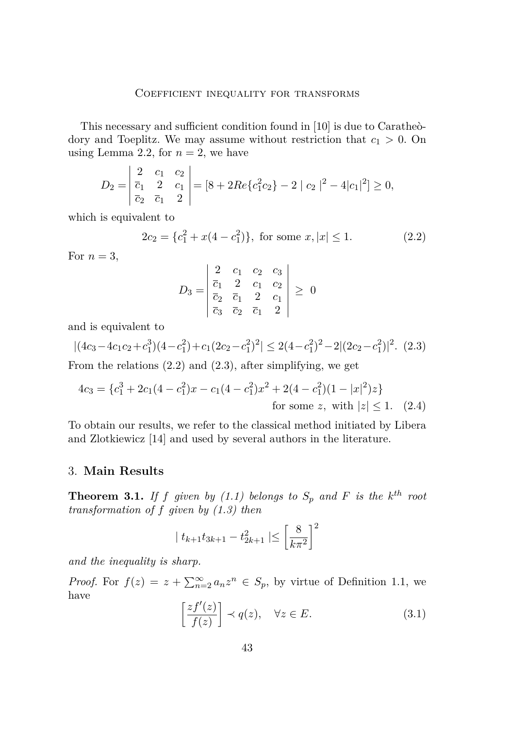This necessary and sufficient condition found in [10] is due to Caratheòdory and Toeplitz. We may assume without restriction that $c_1 > 0$. On using Lemma 2.2, for $n = 2$, we have

$$D_2 = \begin{vmatrix} 2 & c_1 & c_2 \\ \overline{c}_1 & 2 & c_1 \\ \overline{c}_2 & \overline{c}_1 & 2 \end{vmatrix} = [8 + 2Re\{c_1^2 c_2\} - 2 \mid c_2 \mid^2 - 4|c_1|^2] \geq 0,$$

which is equivalent to

$$2c_2 = \{c_1^2 + x(4 - c_1^2)\}, \text{ for some } x, |x| \leq 1. \tag{2.2}$$

For $n = 3$,

$$D_3 = \begin{vmatrix} 2 & c_1 & c_2 & c_3 \\ \overline{c}_1 & 2 & c_1 & c_2 \\ \overline{c}_2 & \overline{c}_1 & 2 & c_1 \\ \overline{c}_3 & \overline{c}_2 & \overline{c}_1 & 2 \end{vmatrix} \geq 0$$

and is equivalent to

$$|(4c_3 - 4c_1c_2 + c_1^3)(4 - c_1^2) + c_1(2c_2 - c_1^2)^2| \leq 2(4 - c_1^2)^2 - 2|(2c_2 - c_1^2)|^2. \tag{2.3}$$

From the relations (2.2) and (2.3), after simplifying, we get

$$4c_3 = \{c_1^3 + 2c_1(4 - c_1^2)x - c_1(4 - c_1^2)x^2 + 2(4 - c_1^2)(1 - |x|^2)z\}$$
$$\text{for some } z, \text{ with } |z| \leq 1. \tag{2.4}$$

To obtain our results, we refer to the classical method initiated by Libera and Zlotkiewicz [14] and used by several authors in the literature.

## 3. **Main Results**

**Theorem 3.1.** *If $f$ given by (1.1) belongs to $S_p$ and $F$ is the $k^{th}$ root transformation of $f$ given by (1.3) then*

$$\mid t_{k+1}t_{3k+1} - t_{2k+1}^2 \mid \leq \left[\frac{8}{k\pi^2}\right]^2$$

*and the inequality is sharp.*

*Proof.* For $f(z) = z + \sum_{n=2}^{\infty} a_n z^n \in S_p$, by virtue of Definition 1.1, we have

$$\left[\frac{zf'(z)}{f(z)}\right] \prec q(z), \quad \forall z \in E. \tag{3.1}$$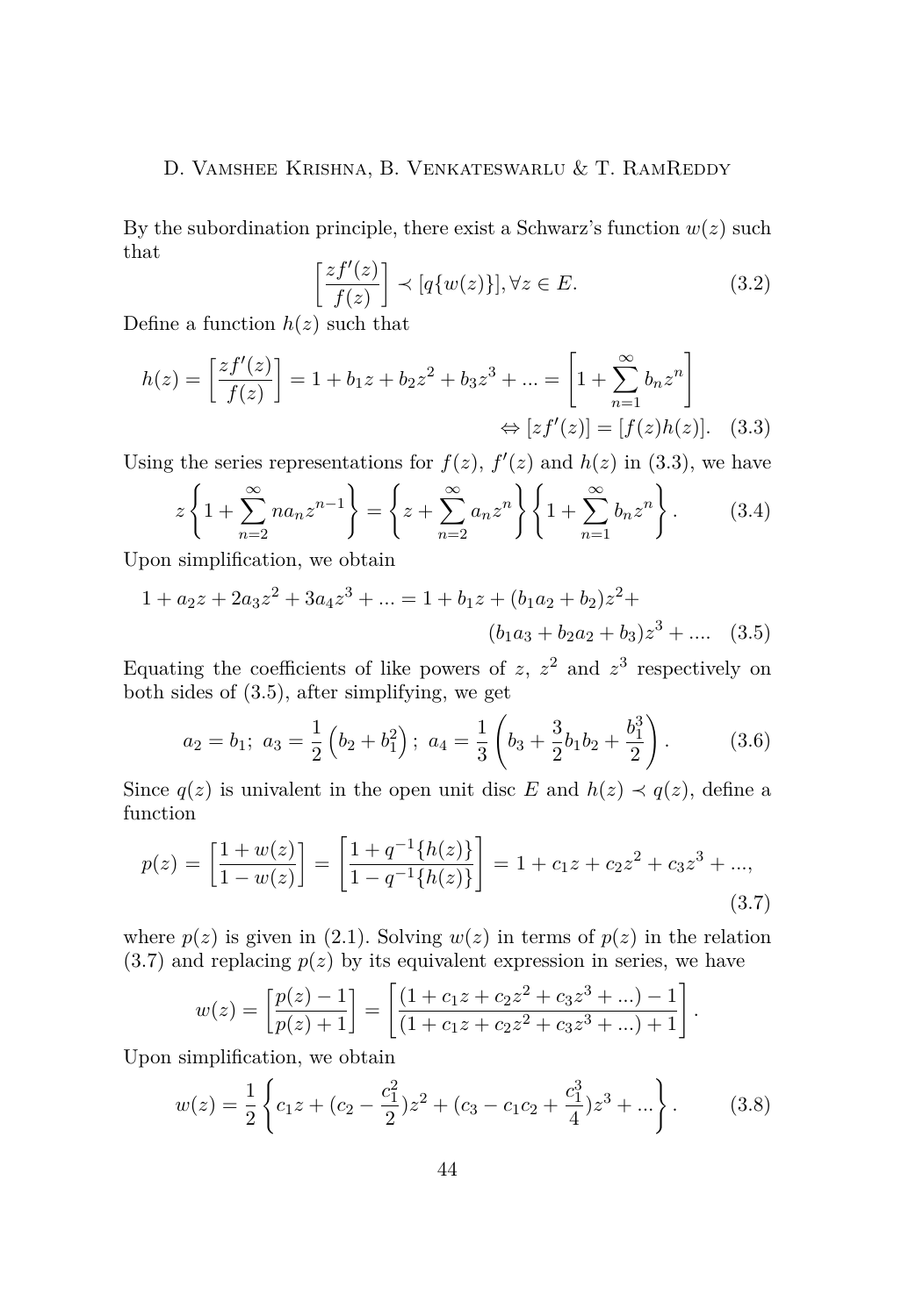By the subordination principle, there exist a Schwarz's function $w(z)$ such that

$$\left[\frac{zf'(z)}{f(z)}\right] \prec [q\{w(z)\}], \forall z \in E. \tag{3.2}$$

Define a function $h(z)$ such that

$$h(z) = \left[\frac{zf'(z)}{f(z)}\right] = 1 + b_1 z + b_2 z^2 + b_3 z^3 + ... = \left[1 + \sum_{n=1}^{\infty} b_n z^n\right]$$

$$\Leftrightarrow [zf'(z)] = [f(z)h(z)]. \tag{3.3}$$

Using the series representations for $f(z)$, $f'(z)$ and $h(z)$ in (3.3), we have

$$z\left\{1 + \sum_{n=2}^{\infty} n a_n z^{n-1}\right\} = \left\{z + \sum_{n=2}^{\infty} a_n z^n\right\}\left\{1 + \sum_{n=1}^{\infty} b_n z^n\right\}. \tag{3.4}$$

Upon simplification, we obtain

$$1 + a_2 z + 2a_3 z^2 + 3a_4 z^3 + ... = 1 + b_1 z + (b_1 a_2 + b_2) z^2 + (b_1 a_3 + b_2 a_2 + b_3) z^3 + .... \tag{3.5}$$

Equating the coefficients of like powers of $z$, $z^2$ and $z^3$ respectively on both sides of (3.5), after simplifying, we get

$$a_2 = b_1;\ a_3 = \frac{1}{2}\left(b_2 + b_1^2\right);\ a_4 = \frac{1}{3}\left(b_3 + \frac{3}{2} b_1 b_2 + \frac{b_1^3}{2}\right). \tag{3.6}$$

Since $q(z)$ is univalent in the open unit disc $E$ and $h(z) \prec q(z)$, define a function

$$p(z) = \left[\frac{1 + w(z)}{1 - w(z)}\right] = \left[\frac{1 + q^{-1}\{h(z)\}}{1 - q^{-1}\{h(z)\}}\right] = 1 + c_1 z + c_2 z^2 + c_3 z^3 + ..., \tag{3.7}$$

where $p(z)$ is given in (2.1). Solving $w(z)$ in terms of $p(z)$ in the relation (3.7) and replacing $p(z)$ by its equivalent expression in series, we have

$$w(z) = \left[\frac{p(z) - 1}{p(z) + 1}\right] = \left[\frac{(1 + c_1 z + c_2 z^2 + c_3 z^3 + ...) - 1}{(1 + c_1 z + c_2 z^2 + c_3 z^3 + ...) + 1}\right].$$

Upon simplification, we obtain

$$w(z) = \frac{1}{2}\left\{c_1 z + (c_2 - \frac{c_1^2}{2}) z^2 + (c_3 - c_1 c_2 + \frac{c_1^3}{4}) z^3 + ...\right\}. \tag{3.8}$$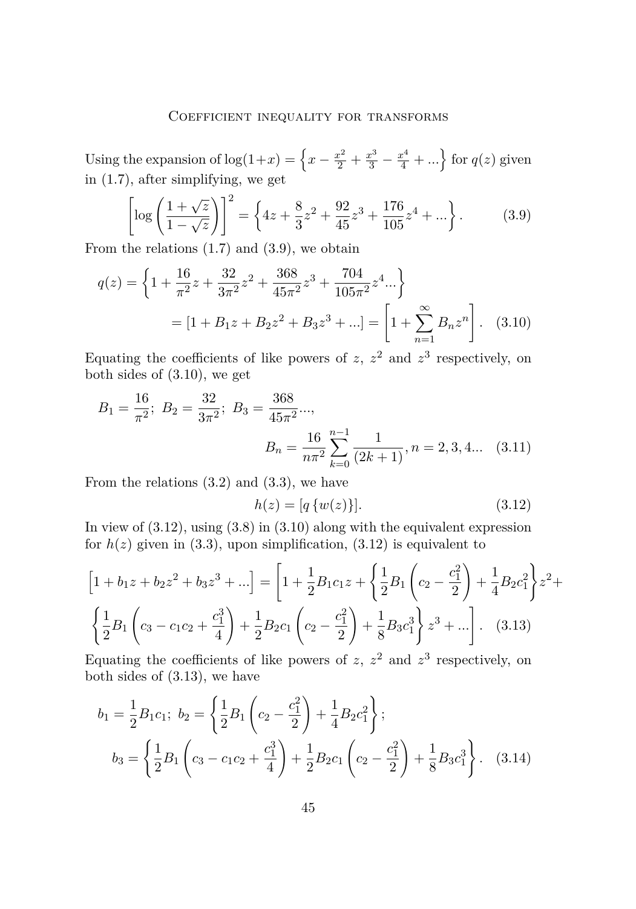Using the expansion of $\log(1+x) = \left\{x - \frac{x^2}{2} + \frac{x^3}{3} - \frac{x^4}{4} + ...\right\}$ for $q(z)$ given in (1.7), after simplifying, we get

$$\left[\log\left(\frac{1+\sqrt{z}}{1-\sqrt{z}}\right)\right]^2 = \left\{4z + \frac{8}{3}z^2 + \frac{92}{45}z^3 + \frac{176}{105}z^4 + ...\right\}. \tag{3.9}$$

From the relations (1.7) and (3.9), we obtain

$$\begin{aligned} q(z) &= \left\{1 + \frac{16}{\pi^2}z + \frac{32}{3\pi^2}z^2 + \frac{368}{45\pi^2}z^3 + \frac{704}{105\pi^2}z^4 ...\right\} \\ &= \left[1 + B_1 z + B_2 z^2 + B_3 z^3 + ...\right] = \left[1 + \sum_{n=1}^{\infty} B_n z^n\right]. \end{aligned} \tag{3.10}$$

Equating the coefficients of like powers of $z$, $z^2$ and $z^3$ respectively, on both sides of (3.10), we get

$$B_1 = \frac{16}{\pi^2};\ B_2 = \frac{32}{3\pi^2};\ B_3 = \frac{368}{45\pi^2}...,$$
$$B_n = \frac{16}{n\pi^2}\sum_{k=0}^{n-1}\frac{1}{(2k+1)}, n = 2, 3, 4... \tag{3.11}$$

From the relations (3.2) and (3.3), we have

$$h(z) = [q\{w(z)\}]. \tag{3.12}$$

In view of (3.12), using (3.8) in (3.10) along with the equivalent expression for $h(z)$ given in (3.3), upon simplification, (3.12) is equivalent to

$$\begin{aligned} \left[1 + b_1 z + b_2 z^2 + b_3 z^3 + ...\right] = \Bigg[1 + \frac{1}{2}B_1 c_1 z + \left\{\frac{1}{2}B_1\left(c_2 - \frac{c_1^2}{2}\right) + \frac{1}{4}B_2 c_1^2\right\}z^2 + \\ \left\{\frac{1}{2}B_1\left(c_3 - c_1 c_2 + \frac{c_1^3}{4}\right) + \frac{1}{2}B_2 c_1\left(c_2 - \frac{c_1^2}{2}\right) + \frac{1}{8}B_3 c_1^3\right\}z^3 + ...\Bigg]. \end{aligned} \tag{3.13}$$

Equating the coefficients of like powers of $z$, $z^2$ and $z^3$ respectively, on both sides of (3.13), we have

$$b_1 = \frac{1}{2}B_1 c_1;\ b_2 = \left\{\frac{1}{2}B_1\left(c_2 - \frac{c_1^2}{2}\right) + \frac{1}{4}B_2 c_1^2\right\};$$
$$b_3 = \left\{\frac{1}{2}B_1\left(c_3 - c_1 c_2 + \frac{c_1^3}{4}\right) + \frac{1}{2}B_2 c_1\left(c_2 - \frac{c_1^2}{2}\right) + \frac{1}{8}B_3 c_1^3\right\}. \tag{3.14}$$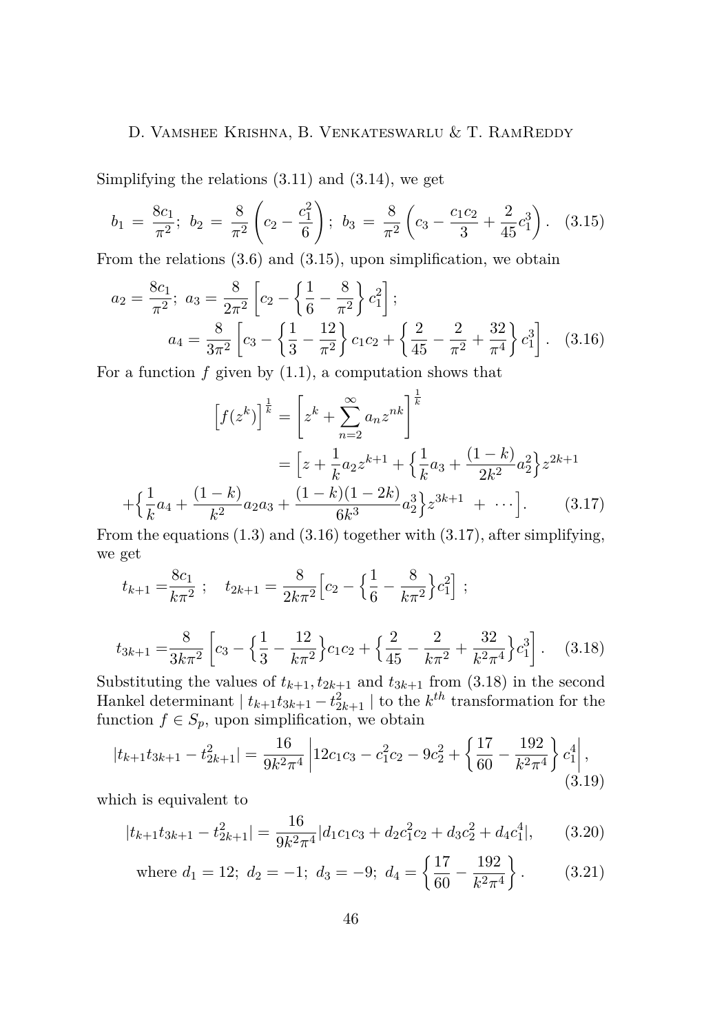Simplifying the relations (3.11) and (3.14), we get

$$b_1 = \frac{8c_1}{\pi^2};\ b_2 = \frac{8}{\pi^2}\left(c_2 - \frac{c_1^2}{6}\right);\ b_3 = \frac{8}{\pi^2}\left(c_3 - \frac{c_1c_2}{3} + \frac{2}{45}c_1^3\right). \quad (3.15)$$

From the relations (3.6) and (3.15), upon simplification, we obtain

$$a_2 = \frac{8c_1}{\pi^2};\ a_3 = \frac{8}{2\pi^2}\left[c_2 - \left\{\frac{1}{6} - \frac{8}{\pi^2}\right\}c_1^2\right];$$
$$a_4 = \frac{8}{3\pi^2}\left[c_3 - \left\{\frac{1}{3} - \frac{12}{\pi^2}\right\}c_1c_2 + \left\{\frac{2}{45} - \frac{2}{\pi^2} + \frac{32}{\pi^4}\right\}c_1^3\right]. \quad (3.16)$$

For a function $f$ given by (1.1), a computation shows that

$$\Big[f(z^k)\Big]^{\frac{1}{k}} = \left[z^k + \sum_{n=2}^{\infty} a_n z^{nk}\right]^{\frac{1}{k}}$$
$$= \Big[z + \frac{1}{k}a_2 z^{k+1} + \Big\{\frac{1}{k}a_3 + \frac{(1-k)}{2k^2}a_2^2\Big\}z^{2k+1}$$
$$+\Big\{\frac{1}{k}a_4 + \frac{(1-k)}{k^2}a_2a_3 + \frac{(1-k)(1-2k)}{6k^3}a_2^3\Big\}z^{3k+1} + \cdots\Big]. \quad (3.17)$$

From the equations (1.3) and (3.16) together with (3.17), after simplifying, we get

$$t_{k+1} = \frac{8c_1}{k\pi^2};\quad t_{2k+1} = \frac{8}{2k\pi^2}\Big[c_2 - \Big\{\frac{1}{6} - \frac{8}{k\pi^2}\Big\}c_1^2\Big];$$

$$t_{3k+1} = \frac{8}{3k\pi^2}\left[c_3 - \Big\{\frac{1}{3} - \frac{12}{k\pi^2}\Big\}c_1c_2 + \Big\{\frac{2}{45} - \frac{2}{k\pi^2} + \frac{32}{k^2\pi^4}\Big\}c_1^3\right]. \quad (3.18)$$

Substituting the values of $t_{k+1}, t_{2k+1}$ and $t_{3k+1}$ from (3.18) in the second Hankel determinant $|\, t_{k+1}t_{3k+1} - t_{2k+1}^2 \,|$ to the $k^{th}$ transformation for the function $f \in S_p$, upon simplification, we obtain

$$|t_{k+1}t_{3k+1} - t_{2k+1}^2| = \frac{16}{9k^2\pi^4}\left|12c_1c_3 - c_1^2c_2 - 9c_2^2 + \left\{\frac{17}{60} - \frac{192}{k^2\pi^4}\right\}c_1^4\right|, \quad (3.19)$$

which is equivalent to

$$|t_{k+1}t_{3k+1} - t_{2k+1}^2| = \frac{16}{9k^2\pi^4}|d_1c_1c_3 + d_2c_1^2c_2 + d_3c_2^2 + d_4c_1^4|, \quad (3.20)$$

$$\text{where } d_1 = 12;\ d_2 = -1;\ d_3 = -9;\ d_4 = \left\{\frac{17}{60} - \frac{192}{k^2\pi^4}\right\}. \quad (3.21)$$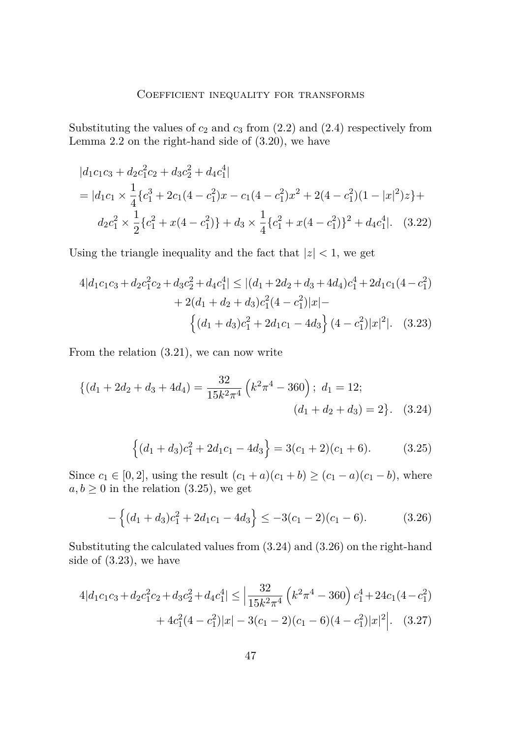Substituting the values of $c_2$ and $c_3$ from (2.2) and (2.4) respectively from Lemma 2.2 on the right-hand side of (3.20), we have

$$
\begin{aligned}
&|d_1c_1c_3 + d_2c_1^2c_2 + d_3c_2^2 + d_4c_1^4| \\
&= |d_1c_1 \times \frac{1}{4}\{c_1^3 + 2c_1(4-c_1^2)x - c_1(4-c_1^2)x^2 + 2(4-c_1^2)(1-|x|^2)z\}+ \\
&\quad d_2c_1^2 \times \frac{1}{2}\{c_1^2 + x(4-c_1^2)\} + d_3 \times \frac{1}{4}\{c_1^2 + x(4-c_1^2)\}^2 + d_4c_1^4|. \quad (3.22)
\end{aligned}
$$

Using the triangle inequality and the fact that $|z| < 1$, we get

$$
\begin{aligned}
4|d_1c_1c_3 + d_2c_1^2c_2 + d_3c_2^2 + d_4c_1^4| &\leq |(d_1 + 2d_2 + d_3 + 4d_4)c_1^4 + 2d_1c_1(4-c_1^2) \\
&\quad + 2(d_1 + d_2 + d_3)c_1^2(4-c_1^2)|x| - \\
&\quad \left\{(d_1 + d_3)c_1^2 + 2d_1c_1 - 4d_3\right\}(4-c_1^2)|x|^2|. \quad (3.23)
\end{aligned}
$$

From the relation (3.21), we can now write

$$
\begin{aligned}
\{(d_1 + 2d_2 + d_3 + 4d_4) = \frac{32}{15k^2\pi^4}\left(k^2\pi^4 - 360\right);\ d_1 = 12; \\
(d_1 + d_2 + d_3) = 2\}. \quad (3.24)
\end{aligned}
$$

$$
\left\{(d_1 + d_3)c_1^2 + 2d_1c_1 - 4d_3\right\} = 3(c_1 + 2)(c_1 + 6). \quad (3.25)
$$

Since $c_1 \in [0,2]$, using the result $(c_1 + a)(c_1 + b) \geq (c_1 - a)(c_1 - b)$, where $a, b \geq 0$ in the relation (3.25), we get

$$
-\left\{(d_1 + d_3)c_1^2 + 2d_1c_1 - 4d_3\right\} \leq -3(c_1 - 2)(c_1 - 6). \quad (3.26)
$$

Substituting the calculated values from (3.24) and (3.26) on the right-hand side of (3.23), we have

$$
\begin{aligned}
4|d_1c_1c_3 + d_2c_1^2c_2 + d_3c_2^2 + d_4c_1^4| &\leq \Big|\frac{32}{15k^2\pi^4}\left(k^2\pi^4 - 360\right)c_1^4 + 24c_1(4-c_1^2) \\
&\quad + 4c_1^2(4-c_1^2)|x| - 3(c_1 - 2)(c_1 - 6)(4-c_1^2)|x|^2\Big|. \quad (3.27)
\end{aligned}
$$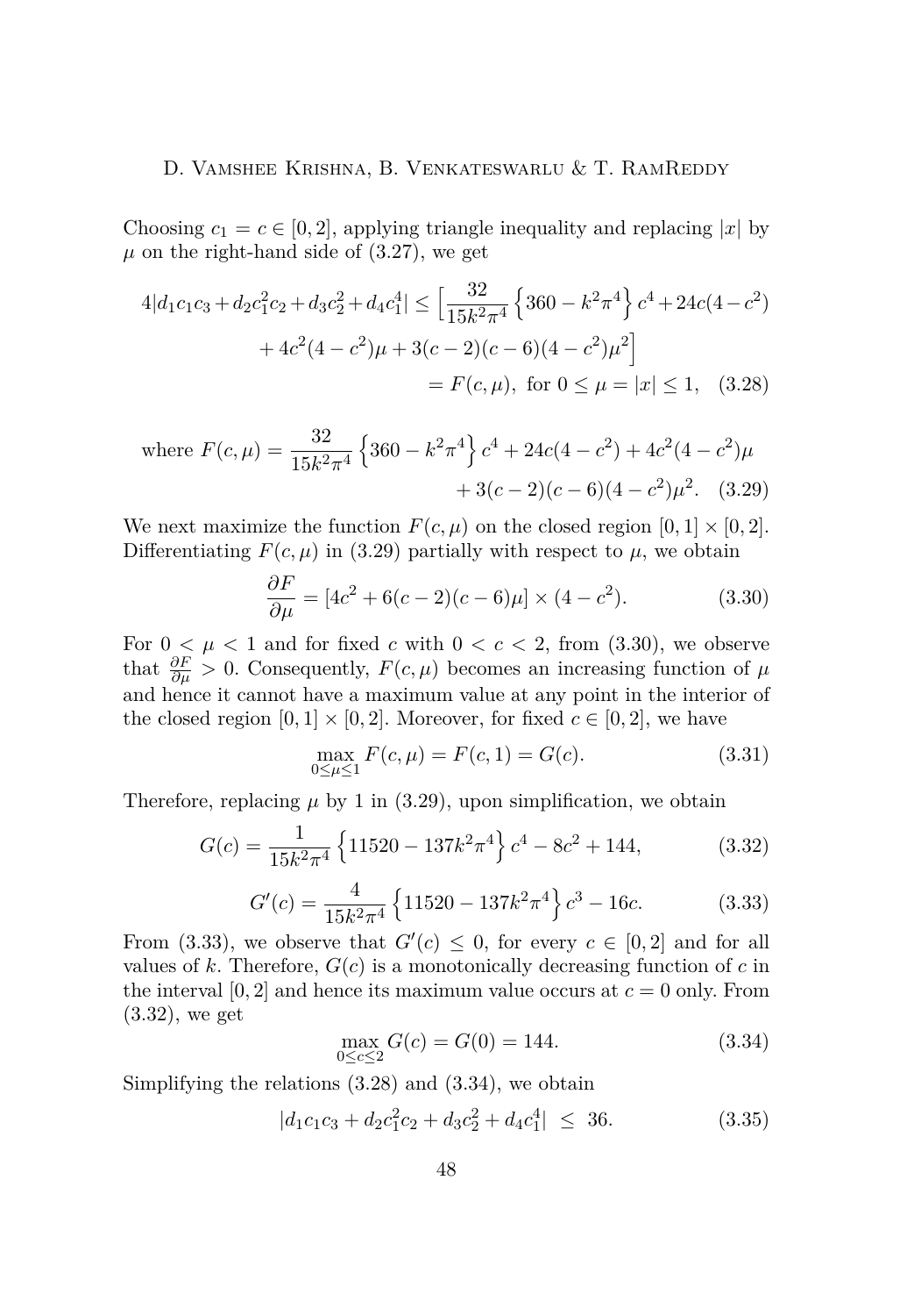Choosing $c_1 = c \in [0, 2]$, applying triangle inequality and replacing $|x|$ by $\mu$ on the right-hand side of (3.27), we get

$$4|d_1c_1c_3 + d_2c_1^2c_2 + d_3c_2^2 + d_4c_1^4| \leq \Big[\frac{32}{15k^2\pi^4}\left\{360 - k^2\pi^4\right\}c^4 + 24c(4 - c^2) + 4c^2(4 - c^2)\mu + 3(c - 2)(c - 6)(4 - c^2)\mu^2\Big] = F(c, \mu), \text{ for } 0 \leq \mu = |x| \leq 1, \quad (3.28)$$

$$\text{where } F(c, \mu) = \frac{32}{15k^2\pi^4}\left\{360 - k^2\pi^4\right\}c^4 + 24c(4 - c^2) + 4c^2(4 - c^2)\mu + 3(c - 2)(c - 6)(4 - c^2)\mu^2. \quad (3.29)$$

We next maximize the function $F(c, \mu)$ on the closed region $[0, 1] \times [0, 2]$. Differentiating $F(c, \mu)$ in (3.29) partially with respect to $\mu$, we obtain

$$\frac{\partial F}{\partial \mu} = [4c^2 + 6(c - 2)(c - 6)\mu] \times (4 - c^2). \quad (3.30)$$

For $0 < \mu < 1$ and for fixed $c$ with $0 < c < 2$, from (3.30), we observe that $\frac{\partial F}{\partial \mu} > 0$. Consequently, $F(c, \mu)$ becomes an increasing function of $\mu$ and hence it cannot have a maximum value at any point in the interior of the closed region $[0, 1] \times [0, 2]$. Moreover, for fixed $c \in [0, 2]$, we have

$$\max_{0 \leq \mu \leq 1} F(c, \mu) = F(c, 1) = G(c). \quad (3.31)$$

Therefore, replacing $\mu$ by 1 in (3.29), upon simplification, we obtain

$$G(c) = \frac{1}{15k^2\pi^4}\left\{11520 - 137k^2\pi^4\right\}c^4 - 8c^2 + 144, \quad (3.32)$$

$$G'(c) = \frac{4}{15k^2\pi^4}\left\{11520 - 137k^2\pi^4\right\}c^3 - 16c. \quad (3.33)$$

From (3.33), we observe that $G'(c) \leq 0$, for every $c \in [0, 2]$ and for all values of $k$. Therefore, $G(c)$ is a monotonically decreasing function of $c$ in the interval $[0, 2]$ and hence its maximum value occurs at $c = 0$ only. From (3.32), we get

$$\max_{0 \leq c \leq 2} G(c) = G(0) = 144. \quad (3.34)$$

Simplifying the relations (3.28) and (3.34), we obtain

$$|d_1c_1c_3 + d_2c_1^2c_2 + d_3c_2^2 + d_4c_1^4| \ \leq \ 36. \quad (3.35)$$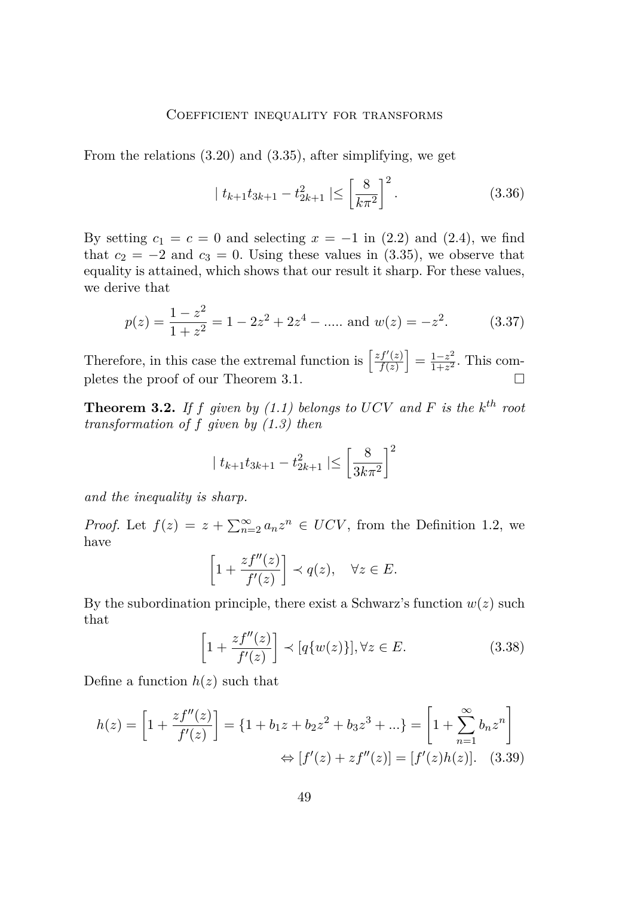From the relations (3.20) and (3.35), after simplifying, we get

$$| \; t_{k+1}t_{3k+1} - t_{2k+1}^2 \; | \leq \left[\frac{8}{k\pi^2}\right]^2. \tag{3.36}$$

By setting $c_1 = c = 0$ and selecting $x = -1$ in (2.2) and (2.4), we find that $c_2 = -2$ and $c_3 = 0$. Using these values in (3.35), we observe that equality is attained, which shows that our result it sharp. For these values, we derive that

$$p(z) = \frac{1-z^2}{1+z^2} = 1 - 2z^2 + 2z^4 - \ldots\ldots \text{ and } w(z) = -z^2. \tag{3.37}$$

Therefore, in this case the extremal function is $\left[\frac{zf'(z)}{f(z)}\right] = \frac{1-z^2}{1+z^2}$. This completes the proof of our Theorem 3.1. □

**Theorem 3.2.** *If $f$ given by (1.1) belongs to $UCV$ and $F$ is the $k^{th}$ root transformation of $f$ given by (1.3) then*

$$| \; t_{k+1}t_{3k+1} - t_{2k+1}^2 \; | \leq \left[\frac{8}{3k\pi^2}\right]^2$$

*and the inequality is sharp.*

*Proof.* Let $f(z) = z + \sum_{n=2}^{\infty} a_n z^n \in UCV$, from the Definition 1.2, we have

$$\left[1 + \frac{zf''(z)}{f'(z)}\right] \prec q(z), \quad \forall z \in E.$$

By the subordination principle, there exist a Schwarz's function $w(z)$ such that

$$\left[1 + \frac{zf''(z)}{f'(z)}\right] \prec [q\{w(z)\}], \forall z \in E. \tag{3.38}$$

Define a function $h(z)$ such that

$$h(z) = \left[1 + \frac{zf''(z)}{f'(z)}\right] = \{1 + b_1 z + b_2 z^2 + b_3 z^3 + \ldots\} = \left[1 + \sum_{n=1}^{\infty} b_n z^n\right]$$
$$\Leftrightarrow [f'(z) + zf''(z)] = [f'(z)h(z)]. \tag{3.39}$$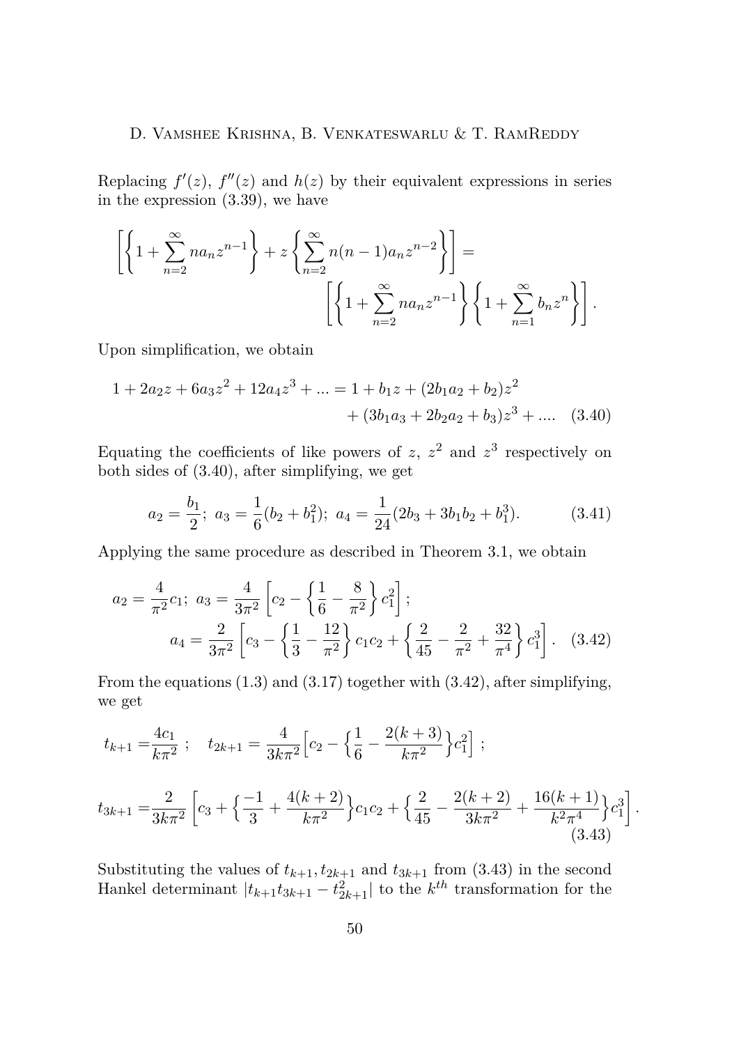Replacing $f'(z)$, $f''(z)$ and $h(z)$ by their equivalent expressions in series in the expression (3.39), we have

$$\left[\left\{1+\sum_{n=2}^{\infty} n a_n z^{n-1}\right\} + z\left\{\sum_{n=2}^{\infty} n(n-1) a_n z^{n-2}\right\}\right] = \left[\left\{1+\sum_{n=2}^{\infty} n a_n z^{n-1}\right\}\left\{1+\sum_{n=1}^{\infty} b_n z^n\right\}\right].$$

Upon simplification, we obtain

$$1 + 2a_2 z + 6a_3 z^2 + 12a_4 z^3 + ... = 1 + b_1 z + (2b_1 a_2 + b_2) z^2 + (3b_1 a_3 + 2b_2 a_2 + b_3) z^3 + .... \quad (3.40)$$

Equating the coefficients of like powers of $z$, $z^2$ and $z^3$ respectively on both sides of (3.40), after simplifying, we get

$$a_2 = \frac{b_1}{2};\ a_3 = \frac{1}{6}(b_2 + b_1^2);\ a_4 = \frac{1}{24}(2b_3 + 3b_1 b_2 + b_1^3). \quad (3.41)$$

Applying the same procedure as described in Theorem 3.1, we obtain

$$a_2 = \frac{4}{\pi^2} c_1;\ a_3 = \frac{4}{3\pi^2}\left[c_2 - \left\{\frac{1}{6} - \frac{8}{\pi^2}\right\} c_1^2\right];$$
$$a_4 = \frac{2}{3\pi^2}\left[c_3 - \left\{\frac{1}{3} - \frac{12}{\pi^2}\right\} c_1 c_2 + \left\{\frac{2}{45} - \frac{2}{\pi^2} + \frac{32}{\pi^4}\right\} c_1^3\right]. \quad (3.42)$$

From the equations (1.3) and (3.17) together with (3.42), after simplifying, we get

$$t_{k+1} = \frac{4c_1}{k\pi^2};\quad t_{2k+1} = \frac{4}{3k\pi^2}\Big[c_2 - \Big\{\frac{1}{6} - \frac{2(k+3)}{k\pi^2}\Big\}c_1^2\Big];$$

$$t_{3k+1} = \frac{2}{3k\pi^2}\left[c_3 + \Big\{\frac{-1}{3} + \frac{4(k+2)}{k\pi^2}\Big\}c_1 c_2 + \Big\{\frac{2}{45} - \frac{2(k+2)}{3k\pi^2} + \frac{16(k+1)}{k^2\pi^4}\Big\}c_1^3\right]. \quad (3.43)$$

Substituting the values of $t_{k+1}, t_{2k+1}$ and $t_{3k+1}$ from (3.43) in the second Hankel determinant $|t_{k+1}t_{3k+1} - t_{2k+1}^2|$ to the $k^{th}$ transformation for the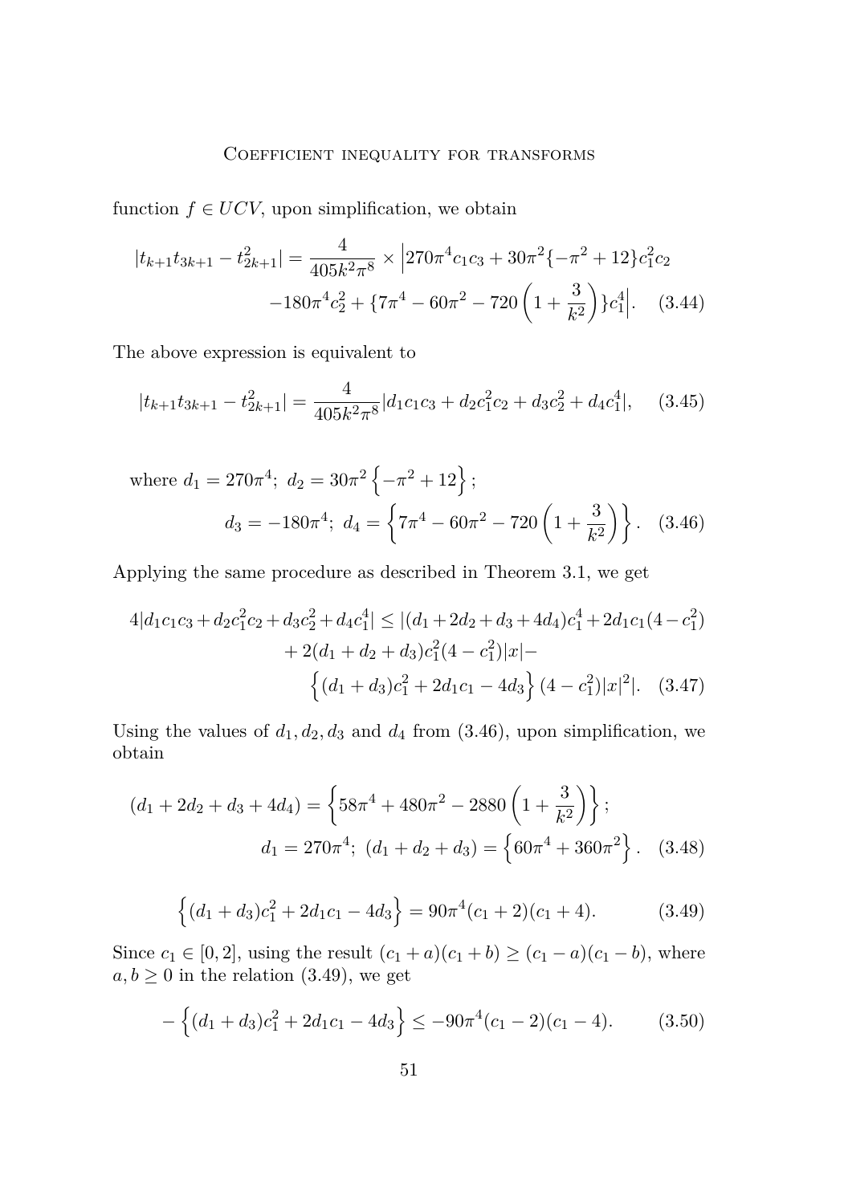function $f \in UCV$, upon simplification, we obtain

$$|t_{k+1}t_{3k+1} - t_{2k+1}^2| = \frac{4}{405k^2\pi^8} \times \Big|270\pi^4 c_1 c_3 + 30\pi^2\{-\pi^2 + 12\}c_1^2 c_2 \\ -180\pi^4 c_2^2 + \{7\pi^4 - 60\pi^2 - 720\left(1 + \frac{3}{k^2}\right)\}c_1^4\Big|. \quad (3.44)$$

The above expression is equivalent to

$$|t_{k+1}t_{3k+1} - t_{2k+1}^2| = \frac{4}{405k^2\pi^8}|d_1 c_1 c_3 + d_2 c_1^2 c_2 + d_3 c_2^2 + d_4 c_1^4|, \quad (3.45)$$

where $d_1 = 270\pi^4;\ d_2 = 30\pi^2\left\{-\pi^2 + 12\right\};$

$$d_3 = -180\pi^4;\ d_4 = \left\{7\pi^4 - 60\pi^2 - 720\left(1 + \frac{3}{k^2}\right)\right\}. \quad (3.46)$$

Applying the same procedure as described in Theorem 3.1, we get

$$4|d_1 c_1 c_3 + d_2 c_1^2 c_2 + d_3 c_2^2 + d_4 c_1^4| \le |(d_1 + 2d_2 + d_3 + 4d_4)c_1^4 + 2d_1 c_1(4 - c_1^2) \\ + 2(d_1 + d_2 + d_3)c_1^2(4 - c_1^2)|x| - \\ \left\{(d_1 + d_3)c_1^2 + 2d_1 c_1 - 4d_3\right\}(4 - c_1^2)|x|^2|. \quad (3.47)$$

Using the values of $d_1, d_2, d_3$ and $d_4$ from (3.46), upon simplification, we obtain

$$(d_1 + 2d_2 + d_3 + 4d_4) = \left\{58\pi^4 + 480\pi^2 - 2880\left(1 + \frac{3}{k^2}\right)\right\};$$

$$d_1 = 270\pi^4;\ (d_1 + d_2 + d_3) = \left\{60\pi^4 + 360\pi^2\right\}. \quad (3.48)$$

$$\left\{(d_1 + d_3)c_1^2 + 2d_1 c_1 - 4d_3\right\} = 90\pi^4(c_1 + 2)(c_1 + 4). \quad (3.49)$$

Since $c_1 \in [0, 2]$, using the result $(c_1 + a)(c_1 + b) \ge (c_1 - a)(c_1 - b)$, where $a, b \ge 0$ in the relation (3.49), we get

$$-\left\{(d_1 + d_3)c_1^2 + 2d_1 c_1 - 4d_3\right\} \le -90\pi^4(c_1 - 2)(c_1 - 4). \quad (3.50)$$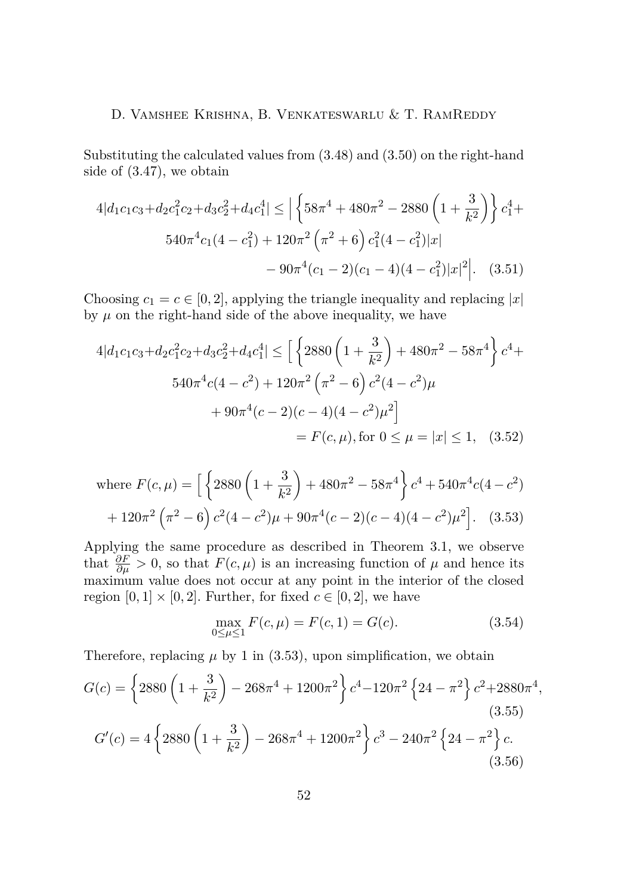Substituting the calculated values from (3.48) and (3.50) on the right-hand side of (3.47), we obtain

$$4|d_1c_1c_3+d_2c_1^2c_2+d_3c_2^2+d_4c_1^4| \leq \Big| \left\{58\pi^4 + 480\pi^2 - 2880\left(1+\frac{3}{k^2}\right)\right\} c_1^4 + 540\pi^4 c_1(4-c_1^2) + 120\pi^2\left(\pi^2+6\right)c_1^2(4-c_1^2)|x| - 90\pi^4(c_1-2)(c_1-4)(4-c_1^2)|x|^2\Big|. \quad (3.51)$$

Choosing $c_1 = c \in [0,2]$, applying the triangle inequality and replacing $|x|$ by $\mu$ on the right-hand side of the above inequality, we have

$$\begin{aligned}4|d_1c_1c_3+d_2c_1^2c_2+d_3c_2^2+d_4c_1^4| &\leq \Big[\left\{2880\left(1+\frac{3}{k^2}\right) + 480\pi^2 - 58\pi^4\right\}c^4 + 540\pi^4 c(4-c^2) + 120\pi^2\left(\pi^2-6\right)c^2(4-c^2)\mu \\ &\quad + 90\pi^4(c-2)(c-4)(4-c^2)\mu^2\Big] \\ &= F(c,\mu), \text{for } 0 \leq \mu = |x| \leq 1, \quad (3.52)\end{aligned}$$

$$\text{where } F(c,\mu) = \Big[\left\{2880\left(1+\frac{3}{k^2}\right) + 480\pi^2 - 58\pi^4\right\}c^4 + 540\pi^4 c(4-c^2) + 120\pi^2\left(\pi^2-6\right)c^2(4-c^2)\mu + 90\pi^4(c-2)(c-4)(4-c^2)\mu^2\Big]. \quad (3.53)$$

Applying the same procedure as described in Theorem 3.1, we observe that $\frac{\partial F}{\partial \mu} > 0$, so that $F(c,\mu)$ is an increasing function of $\mu$ and hence its maximum value does not occur at any point in the interior of the closed region $[0,1] \times [0,2]$. Further, for fixed $c \in [0,2]$, we have

$$\max_{0\leq\mu\leq 1} F(c,\mu) = F(c,1) = G(c). \quad (3.54)$$

Therefore, replacing $\mu$ by 1 in (3.53), upon simplification, we obtain

$$G(c) = \left\{2880\left(1+\frac{3}{k^2}\right) - 268\pi^4 + 1200\pi^2\right\}c^4 - 120\pi^2\left\{24-\pi^2\right\}c^2 + 2880\pi^4, \quad (3.55)$$

$$G'(c) = 4\left\{2880\left(1+\frac{3}{k^2}\right) - 268\pi^4 + 1200\pi^2\right\}c^3 - 240\pi^2\left\{24-\pi^2\right\}c. \quad (3.56)$$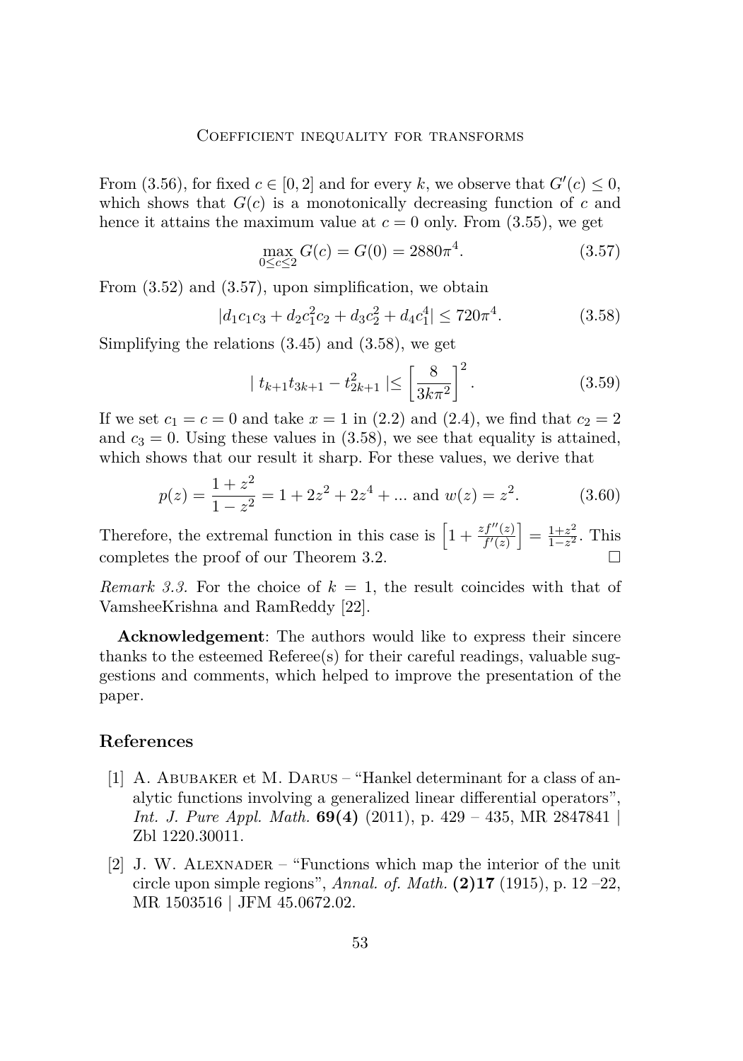From (3.56), for fixed $c \in [0, 2]$ and for every $k$, we observe that $G'(c) \leq 0$, which shows that $G(c)$ is a monotonically decreasing function of $c$ and hence it attains the maximum value at $c = 0$ only. From (3.55), we get

$$\max_{0 \leq c \leq 2} G(c) = G(0) = 2880\pi^4. \tag{3.57}$$

From (3.52) and (3.57), upon simplification, we obtain

$$|d_1 c_1 c_3 + d_2 c_1^2 c_2 + d_3 c_2^2 + d_4 c_1^4| \leq 720\pi^4. \tag{3.58}$$

Simplifying the relations (3.45) and (3.58), we get

$$| \ t_{k+1} t_{3k+1} - t_{2k+1}^2 \ | \leq \left[ \frac{8}{3k\pi^2} \right]^2. \tag{3.59}$$

If we set $c_1 = c = 0$ and take $x = 1$ in (2.2) and (2.4), we find that $c_2 = 2$ and $c_3 = 0$. Using these values in (3.58), we see that equality is attained, which shows that our result it sharp. For these values, we derive that

$$p(z) = \frac{1 + z^2}{1 - z^2} = 1 + 2z^2 + 2z^4 + ... \text{ and } w(z) = z^2. \tag{3.60}$$

Therefore, the extremal function in this case is $\left[1 + \frac{zf''(z)}{f'(z)}\right] = \frac{1+z^2}{1-z^2}$. This completes the proof of our Theorem 3.2. □

*Remark 3.3.* For the choice of $k = 1$, the result coincides with that of VamsheeKrishna and RamReddy [22].

**Acknowledgement**: The authors would like to express their sincere thanks to the esteemed Referee(s) for their careful readings, valuable suggestions and comments, which helped to improve the presentation of the paper.

## References

[1] A. Abubaker et M. Darus – "Hankel determinant for a class of analytic functions involving a generalized linear differential operators", *Int. J. Pure Appl. Math.* **69(4)** (2011), p. 429 – 435, MR 2847841 | Zbl 1220.30011.

[2] J. W. Alexnader – "Functions which map the interior of the unit circle upon simple regions", *Annal. of. Math.* **(2)17** (1915), p. 12 –22, MR 1503516 | JFM 45.0672.02.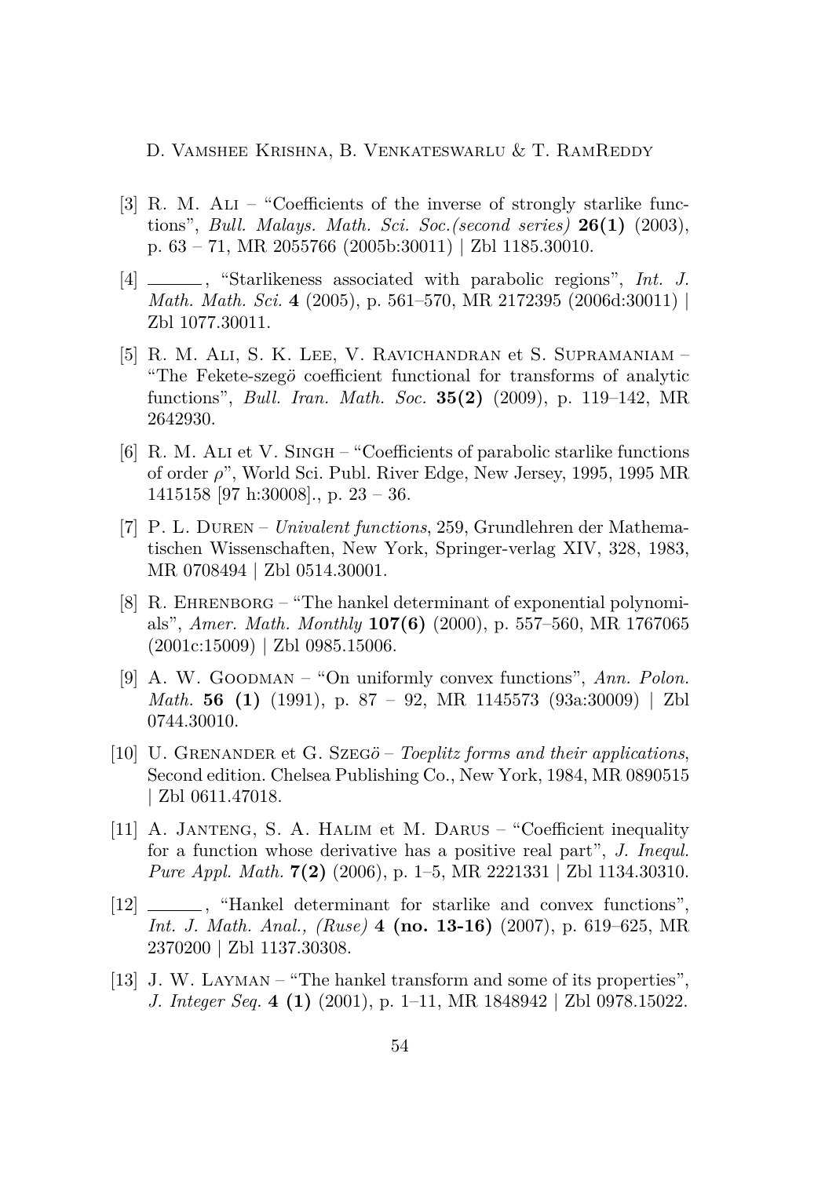[3] R. M. Ali – "Coefficients of the inverse of strongly starlike functions", *Bull. Malays. Math. Sci. Soc.(second series)* **26(1)** (2003), p. 63 – 71, MR 2055766 (2005b:30011) | Zbl 1185.30010.

[4] ______, "Starlikeness associated with parabolic regions", *Int. J. Math. Math. Sci.* **4** (2005), p. 561–570, MR 2172395 (2006d:30011) | Zbl 1077.30011.

[5] R. M. Ali, S. K. Lee, V. Ravichandran et S. Supramaniam – "The Fekete-szegö coefficient functional for transforms of analytic functions", *Bull. Iran. Math. Soc.* **35(2)** (2009), p. 119–142, MR 2642930.

[6] R. M. Ali et V. Singh – "Coefficients of parabolic starlike functions of order $\rho$", World Sci. Publ. River Edge, New Jersey, 1995, 1995 MR 1415158 [97 h:30008]., p. 23 – 36.

[7] P. L. Duren – *Univalent functions*, 259, Grundlehren der Mathematischen Wissenschaften, New York, Springer-verlag XIV, 328, 1983, MR 0708494 | Zbl 0514.30001.

[8] R. Ehrenborg – "The hankel determinant of exponential polynomials", *Amer. Math. Monthly* **107(6)** (2000), p. 557–560, MR 1767065 (2001c:15009) | Zbl 0985.15006.

[9] A. W. Goodman – "On uniformly convex functions", *Ann. Polon. Math.* **56 (1)** (1991), p. 87 – 92, MR 1145573 (93a:30009) | Zbl 0744.30010.

[10] U. Grenander et G. Szegö – *Toeplitz forms and their applications*, Second edition. Chelsea Publishing Co., New York, 1984, MR 0890515 | Zbl 0611.47018.

[11] A. Janteng, S. A. Halim et M. Darus – "Coefficient inequality for a function whose derivative has a positive real part", *J. Inequl. Pure Appl. Math.* **7(2)** (2006), p. 1–5, MR 2221331 | Zbl 1134.30310.

[12] ______, "Hankel determinant for starlike and convex functions", *Int. J. Math. Anal., (Ruse)* **4 (no. 13-16)** (2007), p. 619–625, MR 2370200 | Zbl 1137.30308.

[13] J. W. Layman – "The hankel transform and some of its properties", *J. Integer Seq.* **4 (1)** (2001), p. 1–11, MR 1848942 | Zbl 0978.15022.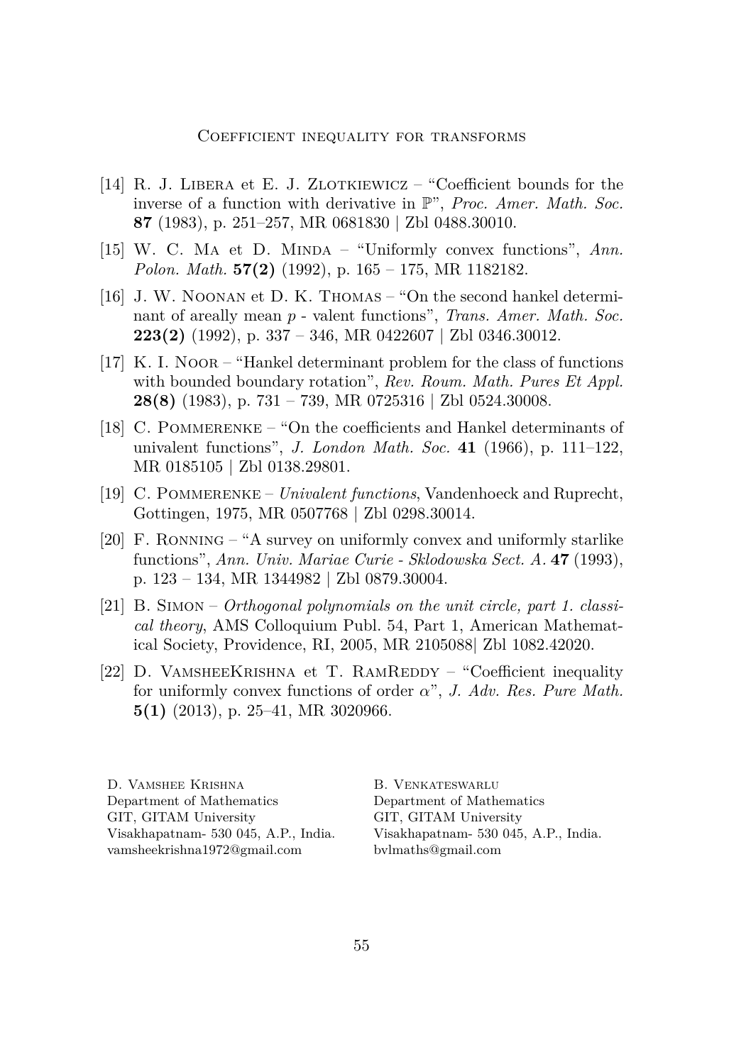[14] R. J. Libera et E. J. Zlotkiewicz – "Coefficient bounds for the inverse of a function with derivative in $\mathbb{P}$", *Proc. Amer. Math. Soc.* **87** (1983), p. 251–257, MR 0681830 | Zbl 0488.30010.

[15] W. C. Ma et D. Minda – "Uniformly convex functions", *Ann. Polon. Math.* **57(2)** (1992), p. 165 – 175, MR 1182182.

[16] J. W. Noonan et D. K. Thomas – "On the second hankel determinant of areally mean $p$ - valent functions", *Trans. Amer. Math. Soc.* **223(2)** (1992), p. 337 – 346, MR 0422607 | Zbl 0346.30012.

[17] K. I. Noor – "Hankel determinant problem for the class of functions with bounded boundary rotation", *Rev. Roum. Math. Pures Et Appl.* **28(8)** (1983), p. 731 – 739, MR 0725316 | Zbl 0524.30008.

[18] C. Pommerenke – "On the coefficients and Hankel determinants of univalent functions", *J. London Math. Soc.* **41** (1966), p. 111–122, MR 0185105 | Zbl 0138.29801.

[19] C. Pommerenke – *Univalent functions*, Vandenhoeck and Ruprecht, Gottingen, 1975, MR 0507768 | Zbl 0298.30014.

[20] F. Ronning – "A survey on uniformly convex and uniformly starlike functions", *Ann. Univ. Mariae Curie - Sklodowska Sect. A.* **47** (1993), p. 123 – 134, MR 1344982 | Zbl 0879.30004.

[21] B. Simon – *Orthogonal polynomials on the unit circle, part 1. classical theory*, AMS Colloquium Publ. 54, Part 1, American Mathematical Society, Providence, RI, 2005, MR 2105088| Zbl 1082.42020.

[22] D. VamsheeKrishna et T. RamReddy – "Coefficient inequality for uniformly convex functions of order $\alpha$", *J. Adv. Res. Pure Math.* **5(1)** (2013), p. 25–41, MR 3020966.

D. Vamshee Krishna
Department of Mathematics
GIT, GITAM University
Visakhapatnam- 530 045, A.P., India.
vamsheekrishna1972@gmail.com

B. Venkateswarlu
Department of Mathematics
GIT, GITAM University
Visakhapatnam- 530 045, A.P., India.
bvlmaths@gmail.com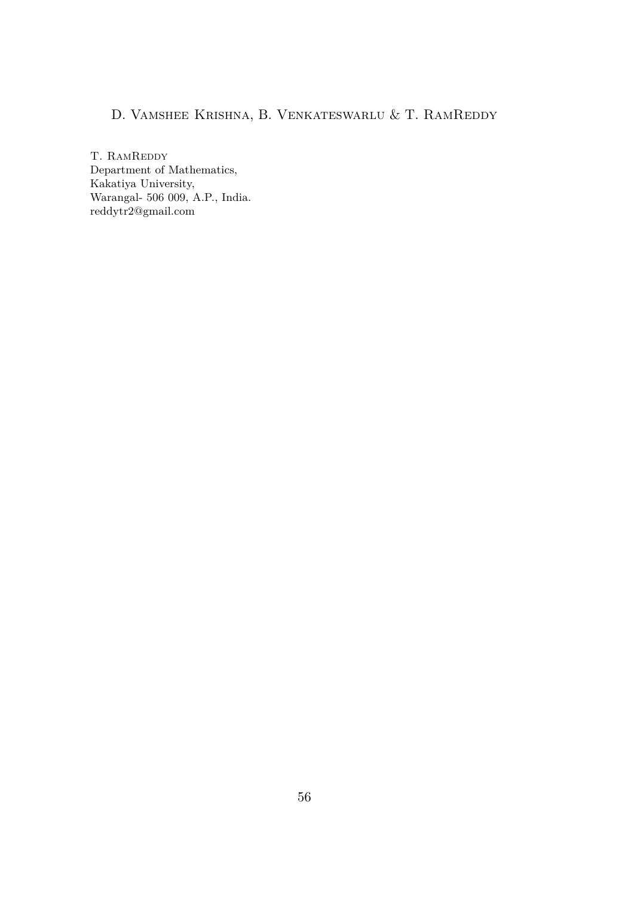T. RamReddy
Department of Mathematics,
Kakatiya University,
Warangal- 506 009, A.P., India.
reddytr2@gmail.com